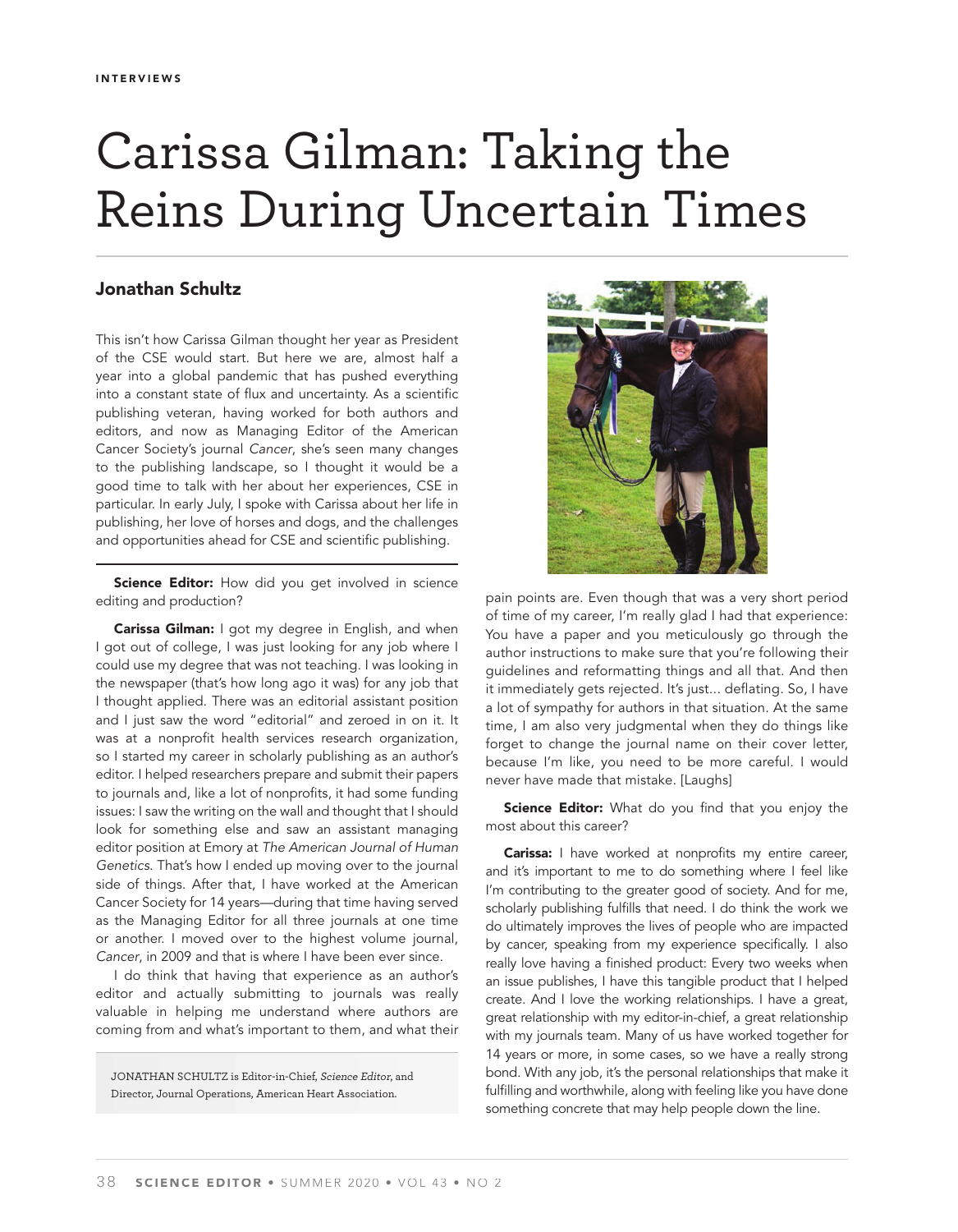INTERVIEWS

# Carissa Gilman: Taking the Reins During Uncertain Times

## Jonathan Schultz

This isn't how Carissa Gilman thought her year as President of the CSE would start. But here we are, almost half a year into a global pandemic that has pushed everything into a constant state of flux and uncertainty. As a scientific publishing veteran, having worked for both authors and editors, and now as Managing Editor of the American Cancer Society's journal *Cancer*, she's seen many changes to the publishing landscape, so I thought it would be a good time to talk with her about her experiences, CSE in particular. In early July, I spoke with Carissa about her life in publishing, her love of horses and dogs, and the challenges and opportunities ahead for CSE and scientific publishing.

**Science Editor:** How did you get involved in science editing and production?

**Carissa Gilman:** I got my degree in English, and when I got out of college, I was just looking for any job where I could use my degree that was not teaching. I was looking in the newspaper (that's how long ago it was) for any job that I thought applied. There was an editorial assistant position and I just saw the word "editorial" and zeroed in on it. It was at a nonprofit health services research organization, so I started my career in scholarly publishing as an author's editor. I helped researchers prepare and submit their papers to journals and, like a lot of nonprofits, it had some funding issues: I saw the writing on the wall and thought that I should look for something else and saw an assistant managing editor position at Emory at *The American Journal of Human Genetics*. That's how I ended up moving over to the journal side of things. After that, I have worked at the American Cancer Society for 14 years—during that time having served as the Managing Editor for all three journals at one time or another. I moved over to the highest volume journal, *Cancer*, in 2009 and that is where I have been ever since.

I do think that having that experience as an author's editor and actually submitting to journals was really valuable in helping me understand where authors are coming from and what's important to them, and what their pain points are. Even though that was a very short period of time of my career, I'm really glad I had that experience: You have a paper and you meticulously go through the author instructions to make sure that you're following their guidelines and reformatting things and all that. And then it immediately gets rejected. It's just... deflating. So, I have a lot of sympathy for authors in that situation. At the same time, I am also very judgmental when they do things like forget to change the journal name on their cover letter, because I'm like, you need to be more careful. I would never have made that mistake. [Laughs]

**Science Editor:** What do you find that you enjoy the most about this career?

**Carissa:** I have worked at nonprofits my entire career, and it's important to me to do something where I feel like I'm contributing to the greater good of society. And for me, scholarly publishing fulfills that need. I do think the work we do ultimately improves the lives of people who are impacted by cancer, speaking from my experience specifically. I also really love having a finished product: Every two weeks when an issue publishes, I have this tangible product that I helped create. And I love the working relationships. I have a great, great relationship with my editor-in-chief, a great relationship with my journals team. Many of us have worked together for 14 years or more, in some cases, so we have a really strong bond. With any job, it's the personal relationships that make it fulfilling and worthwhile, along with feeling like you have done something concrete that may help people down the line.

JONATHAN SCHULTZ is Editor-in-Chief, *Science Editor*, and Director, Journal Operations, American Heart Association.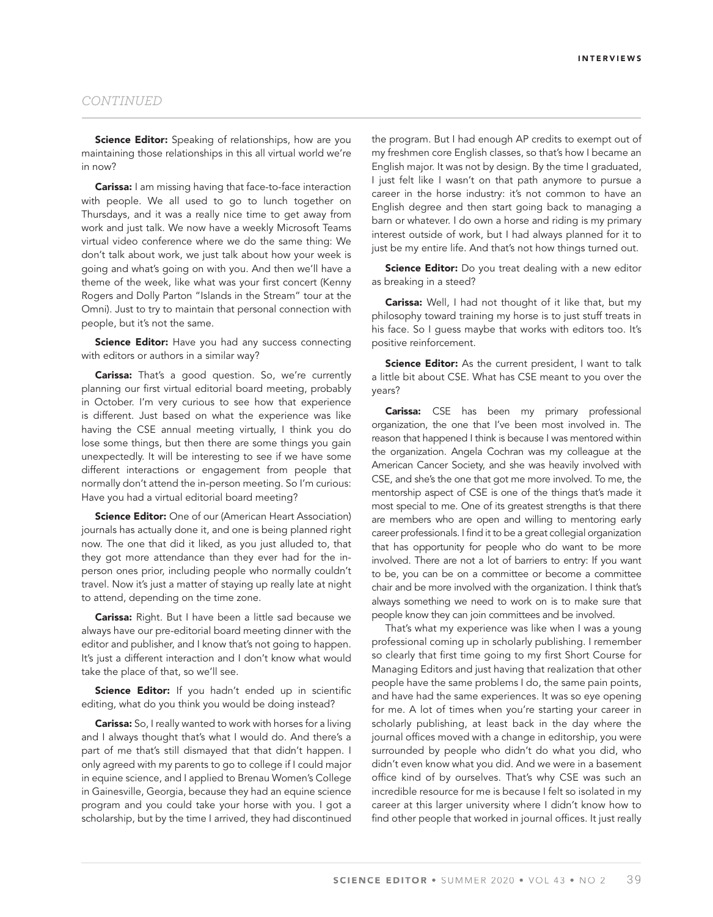*CONTINUED*

**Science Editor:** Speaking of relationships, how are you maintaining those relationships in this all virtual world we're in now?

**Carissa:** I am missing having that face-to-face interaction with people. We all used to go to lunch together on Thursdays, and it was a really nice time to get away from work and just talk. We now have a weekly Microsoft Teams virtual video conference where we do the same thing: We don't talk about work, we just talk about how your week is going and what's going on with you. And then we'll have a theme of the week, like what was your first concert (Kenny Rogers and Dolly Parton "Islands in the Stream" tour at the Omni). Just to try to maintain that personal connection with people, but it's not the same.

**Science Editor:** Have you had any success connecting with editors or authors in a similar way?

**Carissa:** That's a good question. So, we're currently planning our first virtual editorial board meeting, probably in October. I'm very curious to see how that experience is different. Just based on what the experience was like having the CSE annual meeting virtually, I think you do lose some things, but then there are some things you gain unexpectedly. It will be interesting to see if we have some different interactions or engagement from people that normally don't attend the in-person meeting. So I'm curious: Have you had a virtual editorial board meeting?

**Science Editor:** One of our (American Heart Association) journals has actually done it, and one is being planned right now. The one that did it liked, as you just alluded to, that they got more attendance than they ever had for the in-person ones prior, including people who normally couldn't travel. Now it's just a matter of staying up really late at night to attend, depending on the time zone.

**Carissa:** Right. But I have been a little sad because we always have our pre-editorial board meeting dinner with the editor and publisher, and I know that's not going to happen. It's just a different interaction and I don't know what would take the place of that, so we'll see.

**Science Editor:** If you hadn't ended up in scientific editing, what do you think you would be doing instead?

**Carissa:** So, I really wanted to work with horses for a living and I always thought that's what I would do. And there's a part of me that's still dismayed that that didn't happen. I only agreed with my parents to go to college if I could major in equine science, and I applied to Brenau Women's College in Gainesville, Georgia, because they had an equine science program and you could take your horse with you. I got a scholarship, but by the time I arrived, they had discontinued the program. But I had enough AP credits to exempt out of my freshmen core English classes, so that's how I became an English major. It was not by design. By the time I graduated, I just felt like I wasn't on that path anymore to pursue a career in the horse industry: it's not common to have an English degree and then start going back to managing a barn or whatever. I do own a horse and riding is my primary interest outside of work, but I had always planned for it to just be my entire life. And that's not how things turned out.

**Science Editor:** Do you treat dealing with a new editor as breaking in a steed?

**Carissa:** Well, I had not thought of it like that, but my philosophy toward training my horse is to just stuff treats in his face. So I guess maybe that works with editors too. It's positive reinforcement.

**Science Editor:** As the current president, I want to talk a little bit about CSE. What has CSE meant to you over the years?

**Carissa:** CSE has been my primary professional organization, the one that I've been most involved in. The reason that happened I think is because I was mentored within the organization. Angela Cochran was my colleague at the American Cancer Society, and she was heavily involved with CSE, and she's the one that got me more involved. To me, the mentorship aspect of CSE is one of the things that's made it most special to me. One of its greatest strengths is that there are members who are open and willing to mentoring early career professionals. I find it to be a great collegial organization that has opportunity for people who do want to be more involved. There are not a lot of barriers to entry: If you want to be, you can be on a committee or become a committee chair and be more involved with the organization. I think that's always something we need to work on is to make sure that people know they can join committees and be involved.

That's what my experience was like when I was a young professional coming up in scholarly publishing. I remember so clearly that first time going to my first Short Course for Managing Editors and just having that realization that other people have the same problems I do, the same pain points, and have had the same experiences. It was so eye opening for me. A lot of times when you're starting your career in scholarly publishing, at least back in the day where the journal offices moved with a change in editorship, you were surrounded by people who didn't do what you did, who didn't even know what you did. And we were in a basement office kind of by ourselves. That's why CSE was such an incredible resource for me is because I felt so isolated in my career at this larger university where I didn't know how to find other people that worked in journal offices. It just really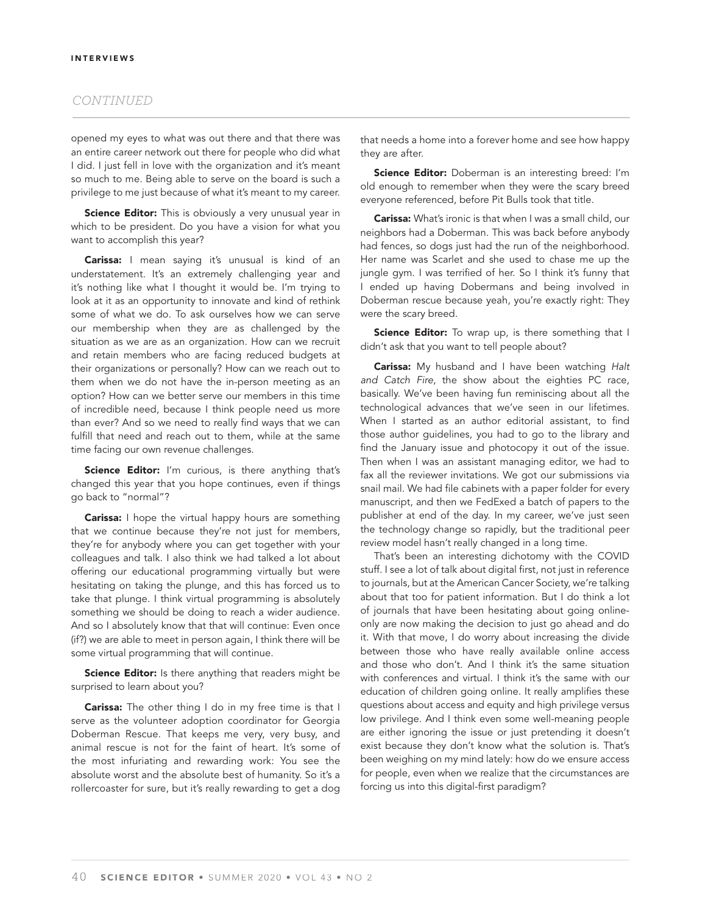opened my eyes to what was out there and that there was an entire career network out there for people who did what I did. I just fell in love with the organization and it's meant so much to me. Being able to serve on the board is such a privilege to me just because of what it's meant to my career.

**Science Editor:** This is obviously a very unusual year in which to be president. Do you have a vision for what you want to accomplish this year?

**Carissa:** I mean saying it's unusual is kind of an understatement. It's an extremely challenging year and it's nothing like what I thought it would be. I'm trying to look at it as an opportunity to innovate and kind of rethink some of what we do. To ask ourselves how we can serve our membership when they are as challenged by the situation as we are as an organization. How can we recruit and retain members who are facing reduced budgets at their organizations or personally? How can we reach out to them when we do not have the in-person meeting as an option? How can we better serve our members in this time of incredible need, because I think people need us more than ever? And so we need to really find ways that we can fulfill that need and reach out to them, while at the same time facing our own revenue challenges.

**Science Editor:** I'm curious, is there anything that's changed this year that you hope continues, even if things go back to "normal"?

**Carissa:** I hope the virtual happy hours are something that we continue because they're not just for members, they're for anybody where you can get together with your colleagues and talk. I also think we had talked a lot about offering our educational programming virtually but were hesitating on taking the plunge, and this has forced us to take that plunge. I think virtual programming is absolutely something we should be doing to reach a wider audience. And so I absolutely know that that will continue: Even once (if?) we are able to meet in person again, I think there will be some virtual programming that will continue.

**Science Editor:** Is there anything that readers might be surprised to learn about you?

**Carissa:** The other thing I do in my free time is that I serve as the volunteer adoption coordinator for Georgia Doberman Rescue. That keeps me very, very busy, and animal rescue is not for the faint of heart. It's some of the most infuriating and rewarding work: You see the absolute worst and the absolute best of humanity. So it's a rollercoaster for sure, but it's really rewarding to get a dog that needs a home into a forever home and see how happy they are after.

**Science Editor:** Doberman is an interesting breed: I'm old enough to remember when they were the scary breed everyone referenced, before Pit Bulls took that title.

**Carissa:** What's ironic is that when I was a small child, our neighbors had a Doberman. This was back before anybody had fences, so dogs just had the run of the neighborhood. Her name was Scarlet and she used to chase me up the jungle gym. I was terrified of her. So I think it's funny that I ended up having Dobermans and being involved in Doberman rescue because yeah, you're exactly right: They were the scary breed.

**Science Editor:** To wrap up, is there something that I didn't ask that you want to tell people about?

**Carissa:** My husband and I have been watching *Halt and Catch Fire*, the show about the eighties PC race, basically. We've been having fun reminiscing about all the technological advances that we've seen in our lifetimes. When I started as an author editorial assistant, to find those author guidelines, you had to go to the library and find the January issue and photocopy it out of the issue. Then when I was an assistant managing editor, we had to fax all the reviewer invitations. We got our submissions via snail mail. We had file cabinets with a paper folder for every manuscript, and then we FedExed a batch of papers to the publisher at end of the day. In my career, we've just seen the technology change so rapidly, but the traditional peer review model hasn't really changed in a long time.

That's been an interesting dichotomy with the COVID stuff. I see a lot of talk about digital first, not just in reference to journals, but at the American Cancer Society, we're talking about that too for patient information. But I do think a lot of journals that have been hesitating about going online-only are now making the decision to just go ahead and do it. With that move, I do worry about increasing the divide between those who have really available online access and those who don't. And I think it's the same situation with conferences and virtual. I think it's the same with our education of children going online. It really amplifies these questions about access and equity and high privilege versus low privilege. And I think even some well-meaning people are either ignoring the issue or just pretending it doesn't exist because they don't know what the solution is. That's been weighing on my mind lately: how do we ensure access for people, even when we realize that the circumstances are forcing us into this digital-first paradigm?